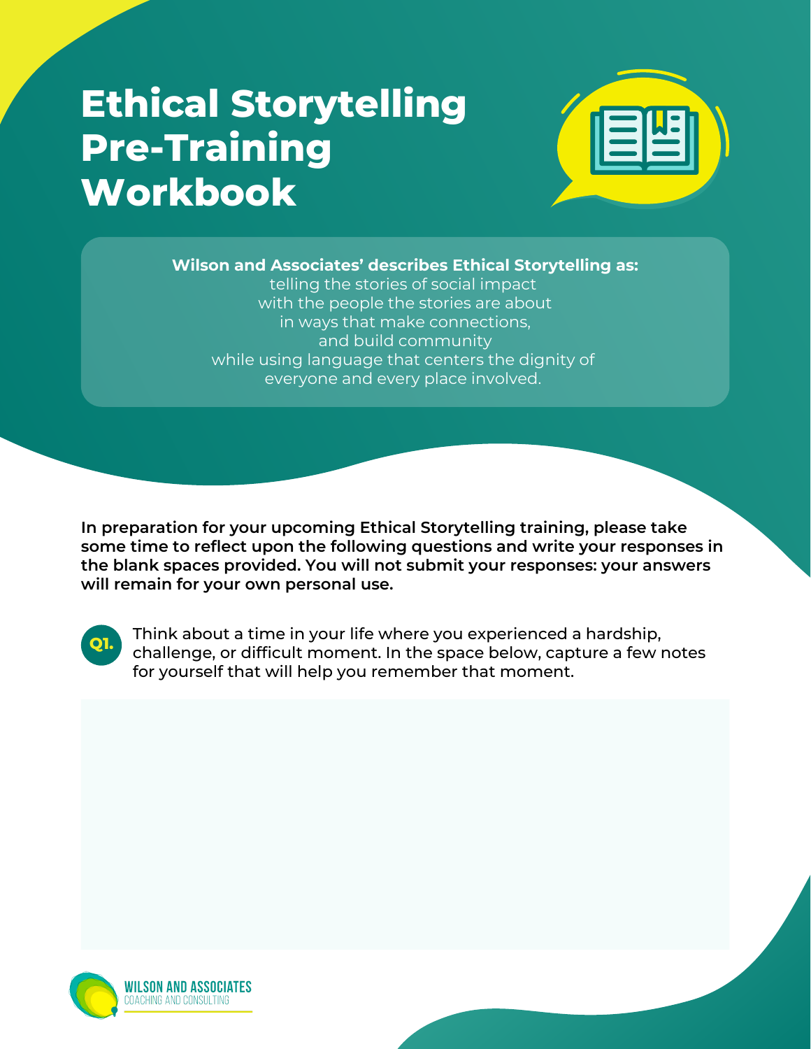# Ethical Storytelling Pre-Training Workbook

**Wilson and Associates' describes Ethical Storytelling as:**
telling the stories of social impact
with the people the stories are about
in ways that make connections,
and build community
while using language that centers the dignity of
everyone and every place involved.

**In preparation for your upcoming Ethical Storytelling training, please take some time to reflect upon the following questions and write your responses in the blank spaces provided. You will not submit your responses: your answers will remain for your own personal use.**

**Q1.** Think about a time in your life where you experienced a hardship, challenge, or difficult moment. In the space below, capture a few notes for yourself that will help you remember that moment.

WILSON AND ASSOCIATES
COACHING AND CONSULTING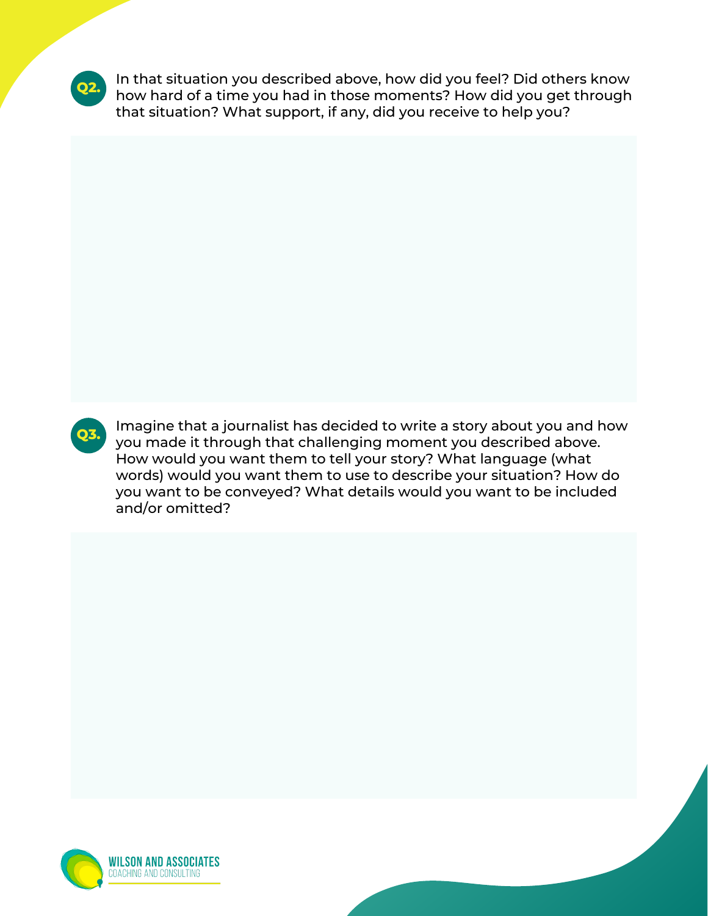**Q2.** In that situation you described above, how did you feel? Did others know how hard of a time you had in those moments? How did you get through that situation? What support, if any, did you receive to help you?

**Q3.** Imagine that a journalist has decided to write a story about you and how you made it through that challenging moment you described above. How would you want them to tell your story? What language (what words) would you want them to use to describe your situation? How do you want to be conveyed? What details would you want to be included and/or omitted?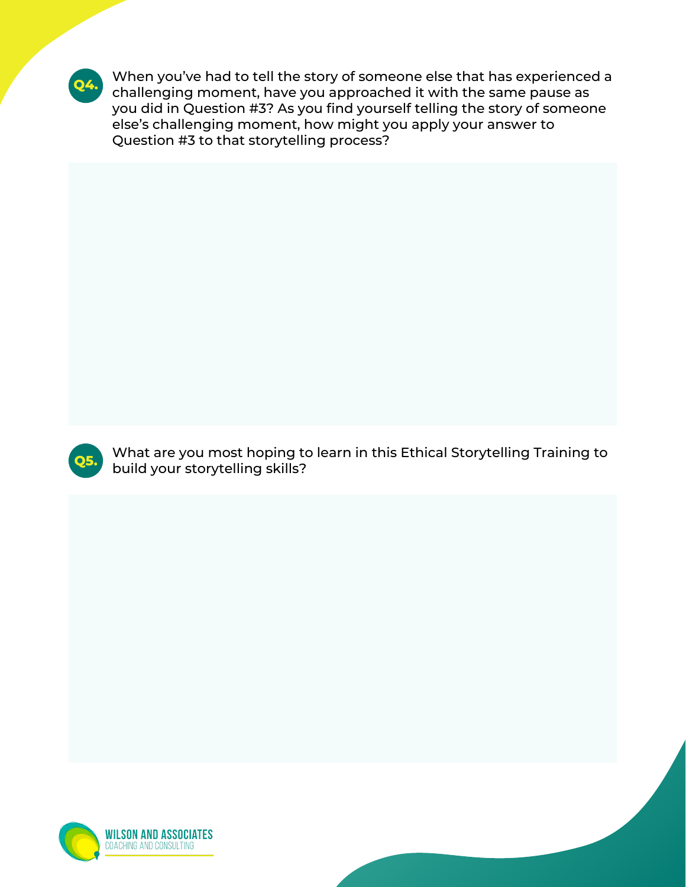**Q4.** When you've had to tell the story of someone else that has experienced a challenging moment, have you approached it with the same pause as you did in Question #3? As you find yourself telling the story of someone else's challenging moment, how might you apply your answer to Question #3 to that storytelling process?

**Q5.** What are you most hoping to learn in this Ethical Storytelling Training to build your storytelling skills?

WILSON AND ASSOCIATES
COACHING AND CONSULTING